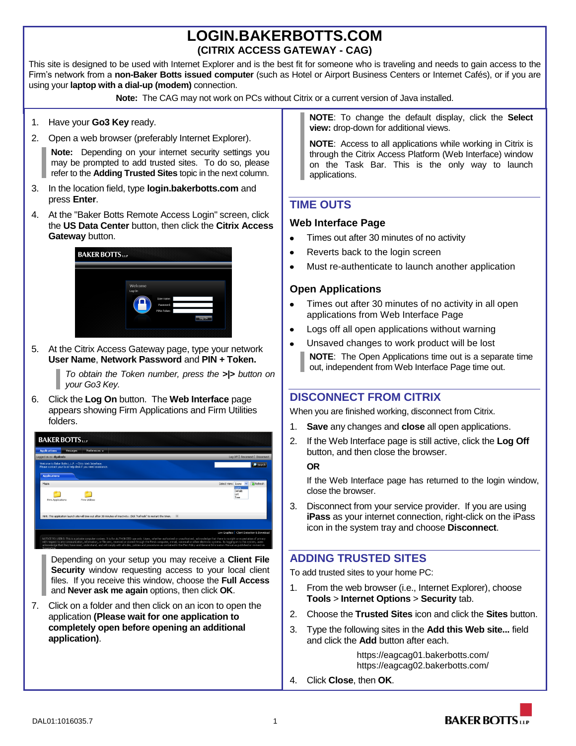# LOGIN.BAKERBOTTS.COM

## (CITRIX ACCESS GATEWAY - CAG)

This site is designed to be used with Internet Explorer and is the best fit for someone who is traveling and needs to gain access to the Firm's network from a **non-Baker Botts issued computer** (such as Hotel or Airport Business Centers or Internet Cafés), or if you are using your **laptop with a dial-up (modem)** connection.

**Note:** The CAG may not work on PCs without Citrix or a current version of Java installed.

1. Have your **Go3 Key** ready.
2. Open a web browser (preferably Internet Explorer).

   > **Note:** Depending on your internet security settings you may be prompted to add trusted sites. To do so, please refer to the **Adding Trusted Sites** topic in the next column.

3. In the location field, type **login.bakerbotts.com** and press **Enter**.
4. At the "Baker Botts Remote Access Login" screen, click the **US Data Center** button, then click the **Citrix Access Gateway** button.
5. At the Citrix Access Gateway page, type your network **User Name**, **Network Password** and **PIN + Token.**

   > *To obtain the Token number, press the* **>|>** *button on your Go3 Key.*

6. Click the **Log On** button. The **Web Interface** page appears showing Firm Applications and Firm Utilities folders.

   > Depending on your setup you may receive a **Client File Security** window requesting access to your local client files. If you receive this window, choose the **Full Access** and **Never ask me again** options, then click **OK**.

7. Click on a folder and then click on an icon to open the application **(Please wait for one application to completely open before opening an additional application)**.

> **NOTE**: To change the default display, click the **Select view:** drop-down for additional views.
>
> **NOTE**: Access to all applications while working in Citrix is through the Citrix Access Platform (Web Interface) window on the Task Bar. This is the only way to launch applications.

## TIME OUTS

### Web Interface Page

- Times out after 30 minutes of no activity
- Reverts back to the login screen
- Must re-authenticate to launch another application

### Open Applications

- Times out after 30 minutes of no activity in all open applications from Web Interface Page
- Logs off all open applications without warning
- Unsaved changes to work product will be lost

> **NOTE**: The Open Applications time out is a separate time out, independent from Web Interface Page time out.

## DISCONNECT FROM CITRIX

When you are finished working, disconnect from Citrix.

1. **Save** any changes and **close** all open applications.
2. If the Web Interface page is still active, click the **Log Off** button, and then close the browser.

   **OR**

   If the Web Interface page has returned to the login window, close the browser.

3. Disconnect from your service provider. If you are using **iPass** as your internet connection, right-click on the iPass icon in the system tray and choose **Disconnect**.

## ADDING TRUSTED SITES

To add trusted sites to your home PC:

1. From the web browser (i.e., Internet Explorer), choose **Tools** > **Internet Options** > **Security** tab.
2. Choose the **Trusted Sites** icon and click the **Sites** button.
3. Type the following sites in the **Add this Web site...** field and click the **Add** button after each.

   https://eagcag01.bakerbotts.com/
   https://eagcag02.bakerbotts.com/

4. Click **Close**, then **OK**.

DAL01:1016035.7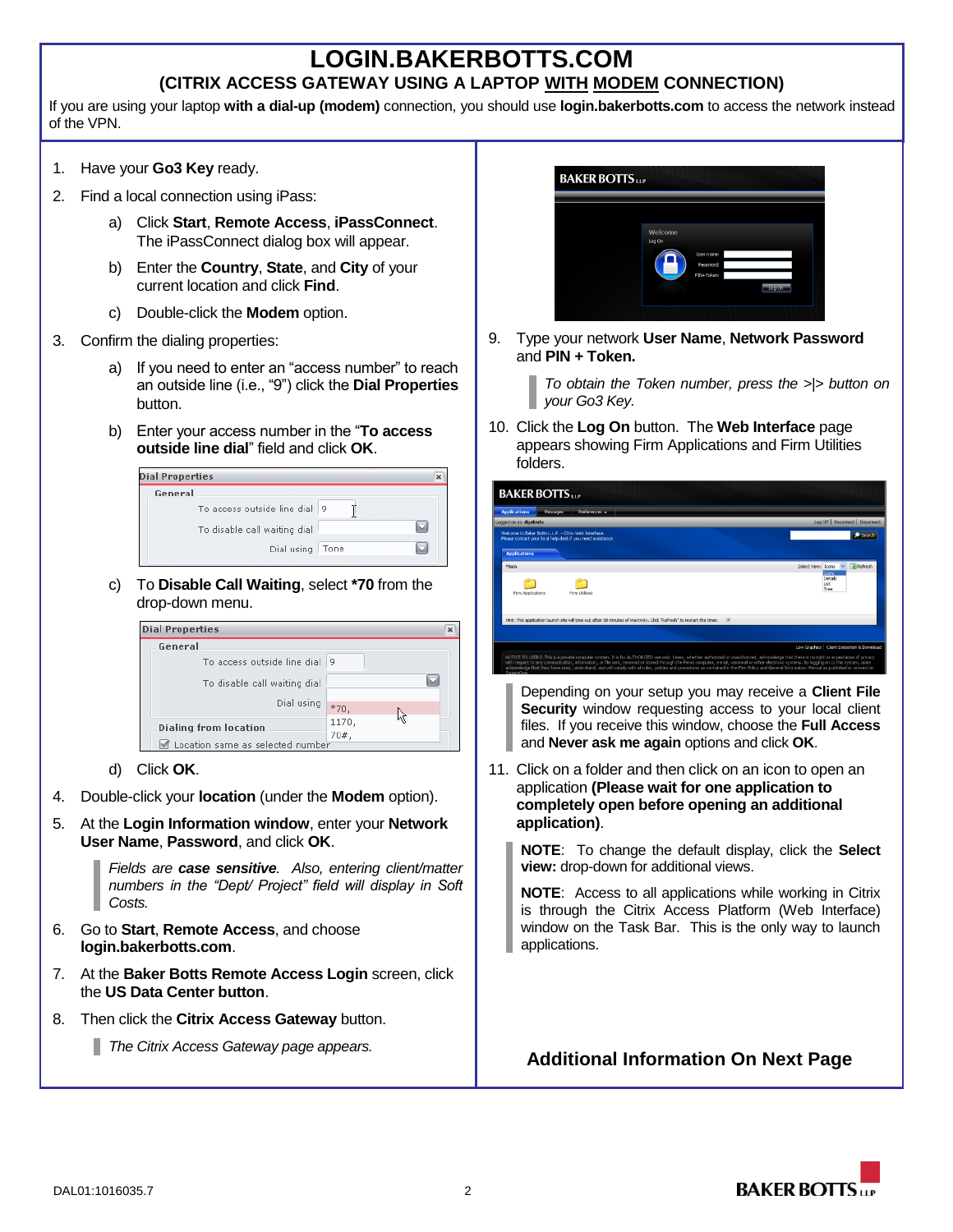# LOGIN.BAKERBOTTS.COM

## (CITRIX ACCESS GATEWAY USING A LAPTOP WITH MODEM CONNECTION)

If you are using your laptop **with a dial-up (modem)** connection, you should use **login.bakerbotts.com** to access the network instead of the VPN.

1. Have your **Go3 Key** ready.
2. Find a local connection using iPass:
   a) Click **Start**, **Remote Access**, **iPassConnect**. The iPassConnect dialog box will appear.
   b) Enter the **Country**, **State**, and **City** of your current location and click **Find**.
   c) Double-click the **Modem** option.
3. Confirm the dialing properties:
   a) If you need to enter an "access number" to reach an outside line (i.e., "9") click the **Dial Properties** button.
   b) Enter your access number in the "**To access outside line dial**" field and click **OK**.
   c) To **Disable Call Waiting**, select **\*70** from the drop-down menu.
   d) Click **OK**.
4. Double-click your **location** (under the **Modem** option).
5. At the **Login Information window**, enter your **Network User Name**, **Password**, and click **OK**.

   *Fields are **case sensitive**. Also, entering client/matter numbers in the "Dept/ Project" field will display in Soft Costs.*

6. Go to **Start**, **Remote Access**, and choose **login.bakerbotts.com**.
7. At the **Baker Botts Remote Access Login** screen, click the **US Data Center button**.
8. Then click the **Citrix Access Gateway** button.

   *The Citrix Access Gateway page appears.*

9. Type your network **User Name**, **Network Password** and **PIN + Token.**

   *To obtain the Token number, press the >|> button on your Go3 Key.*

10. Click the **Log On** button. The **Web Interface** page appears showing Firm Applications and Firm Utilities folders.

    Depending on your setup you may receive a **Client File Security** window requesting access to your local client files. If you receive this window, choose the **Full Access** and **Never ask me again** options and click **OK**.

11. Click on a folder and then click on an icon to open an application **(Please wait for one application to completely open before opening an additional application)**.

    **NOTE**: To change the default display, click the **Select view:** drop-down for additional views.

    **NOTE**: Access to all applications while working in Citrix is through the Citrix Access Platform (Web Interface) window on the Task Bar. This is the only way to launch applications.

**Additional Information On Next Page**

DAL01:1016035.7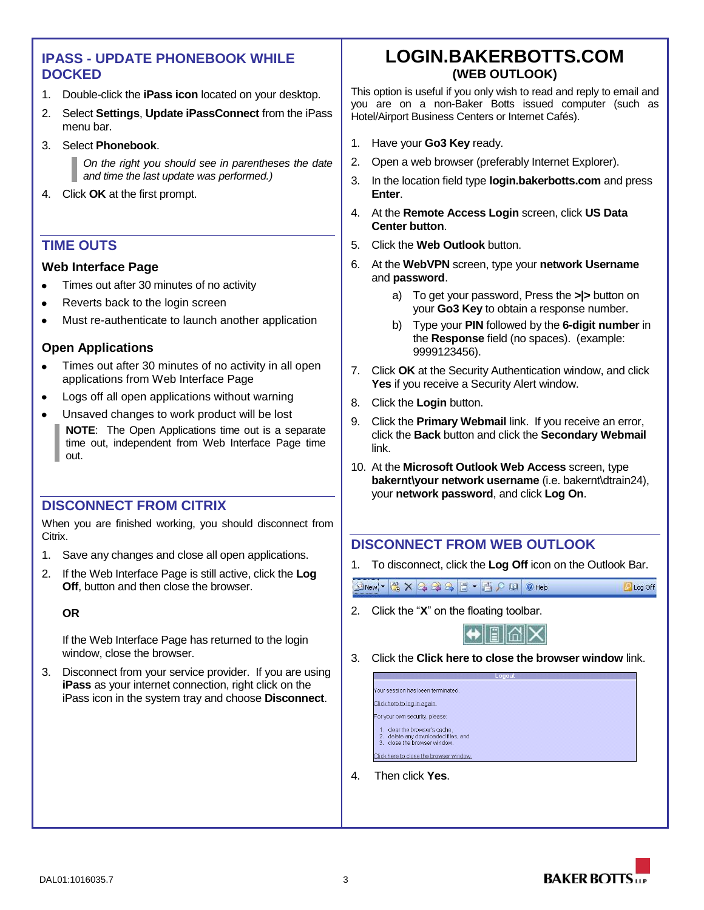## IPASS - UPDATE PHONEBOOK WHILE DOCKED

1. Double-click the **iPass icon** located on your desktop.
2. Select **Settings**, **Update iPassConnect** from the iPass menu bar.
3. Select **Phonebook**.

   > *On the right you should see in parentheses the date and time the last update was performed.)*

4. Click **OK** at the first prompt.

## TIME OUTS

### Web Interface Page

- Times out after 30 minutes of no activity
- Reverts back to the login screen
- Must re-authenticate to launch another application

### Open Applications

- Times out after 30 minutes of no activity in all open applications from Web Interface Page
- Logs off all open applications without warning
- Unsaved changes to work product will be lost

> **NOTE**: The Open Applications time out is a separate time out, independent from Web Interface Page time out.

## DISCONNECT FROM CITRIX

When you are finished working, you should disconnect from Citrix.

1. Save any changes and close all open applications.
2. If the Web Interface Page is still active, click the **Log Off**, button and then close the browser.

   **OR**

   If the Web Interface Page has returned to the login window, close the browser.

3. Disconnect from your service provider. If you are using **iPass** as your internet connection, right click on the iPass icon in the system tray and choose **Disconnect**.

# LOGIN.BAKERBOTTS.COM

### (WEB OUTLOOK)

This option is useful if you only wish to read and reply to email and you are on a non-Baker Botts issued computer (such as Hotel/Airport Business Centers or Internet Cafés).

1. Have your **Go3 Key** ready.
2. Open a web browser (preferably Internet Explorer).
3. In the location field type **login.bakerbotts.com** and press **Enter**.
4. At the **Remote Access Login** screen, click **US Data Center button**.
5. Click the **Web Outlook** button.
6. At the **WebVPN** screen, type your **network Username** and **password**.
   a) To get your password, Press the **>|>** button on your **Go3 Key** to obtain a response number.
   b) Type your **PIN** followed by the **6-digit number** in the **Response** field (no spaces). (example: 9999123456).
7. Click **OK** at the Security Authentication window, and click **Yes** if you receive a Security Alert window.
8. Click the **Login** button.
9. Click the **Primary Webmail** link. If you receive an error, click the **Back** button and click the **Secondary Webmail** link.
10. At the **Microsoft Outlook Web Access** screen, type **bakernt\your network username** (i.e. bakernt\dtrain24), your **network password**, and click **Log On**.

## DISCONNECT FROM WEB OUTLOOK

1. To disconnect, click the **Log Off** icon on the Outlook Bar.

   New | Help | Log Off

2. Click the "**X**" on the floating toolbar.
3. Click the **Click here to close the browser window** link.

   Logout

   Your session has been terminated.

   Click here to log in again.

   For your own security, please:

   1. clear the browser's cache,
   2. delete any downloaded files, and
   3. close the browser window.

   Click here to close the browser window.

4. Then click **Yes**.

DAL01:1016035.7